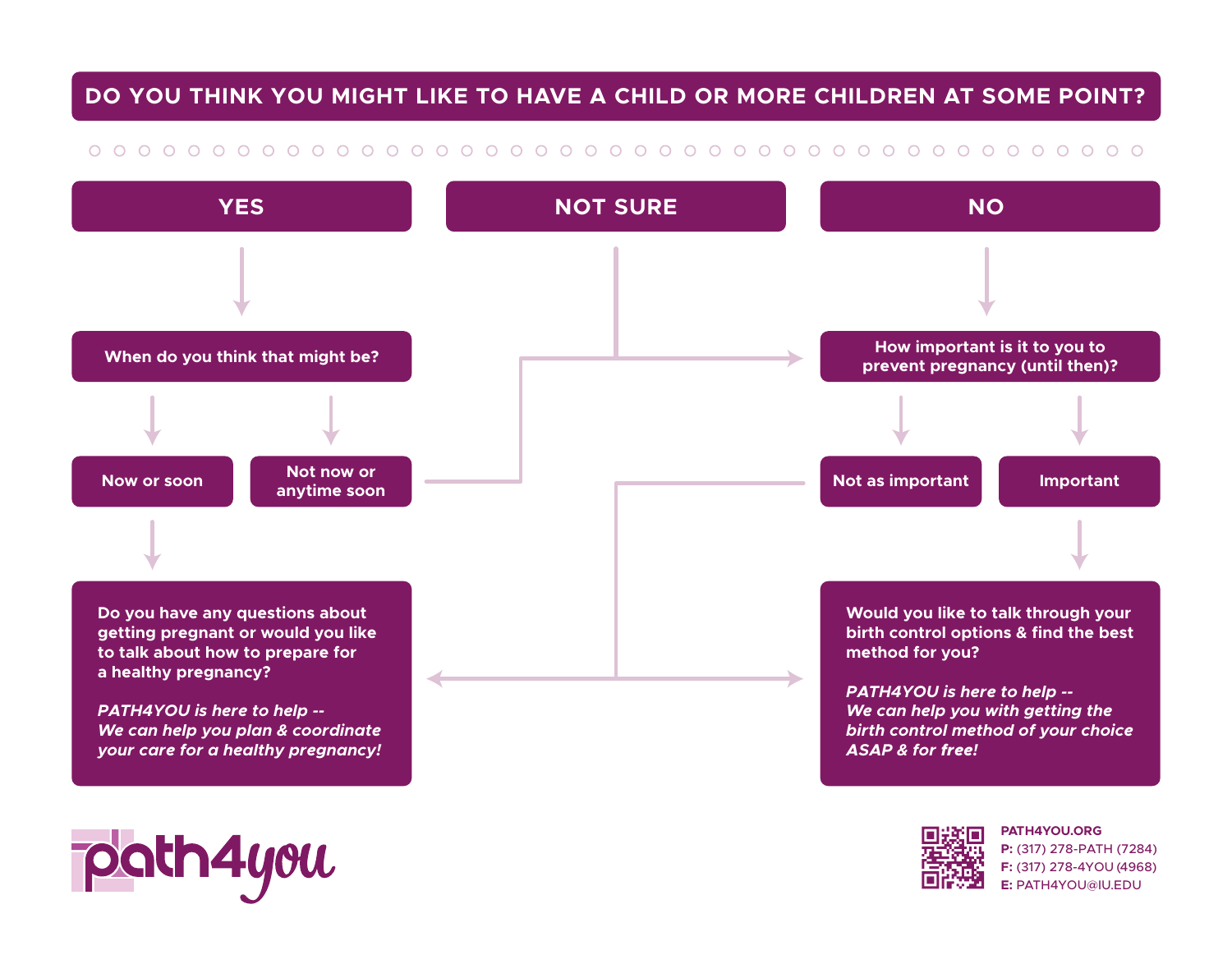# DO YOU THINK YOU MIGHT LIKE TO HAVE A CHILD OR MORE CHILDREN AT SOME POINT?

## YES

**When do you think that might be?**

- **Now or soon**
- **Not now or anytime soon**

## NOT SURE

## NO

**How important is it to you to prevent pregnancy (until then)?**

- **Not as important**
- **Important**

---

**Do you have any questions about getting pregnant or would you like to talk about how to prepare for a healthy pregnancy?**

***PATH4YOU is here to help -- We can help you plan & coordinate your care for a healthy pregnancy!***

**Would you like to talk through your birth control options & find the best method for you?**

***PATH4YOU is here to help -- We can help you with getting the birth control method of your choice ASAP & for free!***

---

path4you

**PATH4YOU.ORG**
**P:** (317) 278-PATH (7284)
**F:** (317) 278-4YOU (4968)
**E:** PATH4YOU@IU.EDU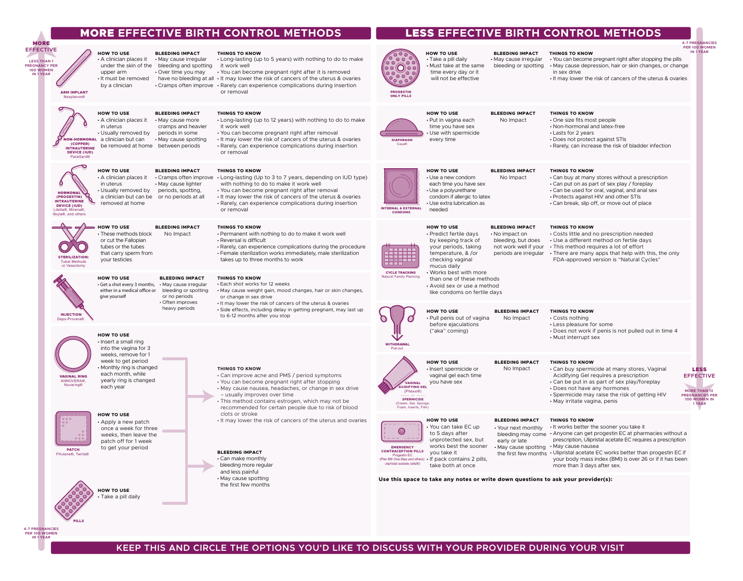# MORE EFFECTIVE BIRTH CONTROL METHODS

MORE EFFECTIVE — LESS THAN 1 PREGNANCY PER 100 WOMEN IN 1 YEAR

| Method | HOW TO USE | BLEEDING IMPACT | THINGS TO KNOW |
|---|---|---|---|
| **ARM IMPLANT** Nexplanon® | • A clinician places it under the skin of the upper arm<br>• It must be removed by a clinician | • May cause irregular bleeding and spotting<br>• Over time you may have no bleeding at all<br>• Cramps often improve | • Long-lasting (up to 5 years) with nothing to do to make it work well<br>• You can become pregnant right after it is removed<br>• It may lower the risk of cancers of the uterus & ovaries<br>• Rarely can experience complications during insertion or removal |
| **NON-HORMONAL (COPPER) INTRAUTERINE DEVICE (IUD)** ParaGard® | • A clinician places it in uterus<br>• Usually removed by a clinician but can be removed at home | • May cause more cramps and heavier periods in some<br>• May cause spotting between periods | • Long-lasting (up to 12 years) with nothing to do to make it work well<br>• You can become pregnant right after removal<br>• It may lower the risk of cancers of the uterus & ovaries<br>• Rarely, can experience complications during insertion or removal |
| **HORMONAL (PROGESTIN) INTRAUTERINE DEVICE (IUD)** Liletta®, Mirena®, Skyla®, and others | • A clinician places it in uterus<br>• Usually removed by a clinician but can be removed at home | • Cramps often improve<br>• May cause lighter periods, spotting, or no periods at all | • Long-lasting (Up to 3 to 7 years, depending on IUD type) with nothing to do to make it work well<br>• You can become pregnant right after removal<br>• It may lower the risk of cancers of the uterus & ovaries<br>• Rarely, can experience complications during insertion or removal |
| **STERILIZATION:** Tubal Methods or Vasectomy | • These methods block or cut the Fallopian tubes or the tubes that carry sperm from your testicles | No Impact | • Permanent with nothing to do to make it work well<br>• Reversal is difficult<br>• Rarely, can experience complications during the procedure<br>• Female sterilization works immediately, male sterilization takes up to three months to work |
| **INJECTION** Depo-Provera® | • Get a shot every 3 months, either in a medical office or give yourself | • May cause irregular bleeding or spotting or no periods<br>• Often improves heavy periods | • Each shot works for 12 weeks<br>• May cause weight gain, mood changes, hair or skin changes, or change in sex drive<br>• It may lower the risk of cancers of the uterus & ovaries<br>• Side effects, including delay in getting pregnant, may last up to 6-12 months after you stop |

**VAGINAL RING** ANNOVERA®, Nuvaring®

HOW TO USE
- Insert a small ring into the vagina for 3 weeks, remove for 1 week to get period
- Monthly ring is changed each month, while yearly ring is changed each year

**PATCH** PXulane®, Twirla®

HOW TO USE
- Apply a new patch once a week for three weeks, then leave the patch off for 1 week to get your period

**PILLS**

HOW TO USE
- Take a pill daily

THINGS TO KNOW (Vaginal ring, patch, pills)
- Can improve acne and PMS / period symptoms
- You can become pregnant right after stopping
- May cause nausea, headaches, or change in sex drive – usually improves over time
- This method contains estrogen, which may not be recommended for certain people due to risk of blood clots or stroke
- It may lower the risk of cancers of the uterus and ovaries

BLEEDING IMPACT (Vaginal ring, patch, pills)
- Can make monthly bleeding more regular and less painful
- May cause spotting the first few months

4-7 PREGNANCIES PER 100 WOMEN IN 1 YEAR

# LESS EFFECTIVE BIRTH CONTROL METHODS

4-7 PREGNANCIES PER 100 WOMEN IN 1 YEAR

| Method | HOW TO USE | BLEEDING IMPACT | THINGS TO KNOW |
|---|---|---|---|
| **PROGESTIN ONLY PILLS** | • Take a pill daily<br>• Must take at the same time every day or it will not be effective | • May cause irregular bleeding or spotting | • You can become pregnant right after stopping the pills<br>• May cause depression, hair or skin changes, or change in sex drive<br>• It may lower the risk of cancers of the uterus & ovaries |
| **DIAPHRAGM** Caya® | • Put in vagina each time you have sex<br>• Use with spermicide every time | No Impact | • One size fits most people<br>• Non-hormonal and latex-free<br>• Lasts for 2 years<br>• Does not protect against STIs<br>• Rarely, can increase the risk of bladder infection |
| **INTERNAL & EXTERNAL CONDOMS** | • Use a new condom each time you have sex<br>• Use a polyurethane condom if allergic to latex<br>• Use extra lubrication as needed | No Impact | • Can buy at many stores without a prescription<br>• Can put on as part of sex play / foreplay<br>• Can be used for oral, vaginal, and anal sex<br>• Protects against HIV and other STIs<br>• Can break, slip off, or move out of place |
| **CYCLE TRACKING** Natural Family Planning | • Predict fertile days by keeping track of your periods, taking temperature, & /or checking vaginal mucus daily<br>• Works best with more than one of these methods<br>• Avoid sex or use a method like condoms on fertile days | • No impact on bleeding, but does not work well if your periods are irregular | • Costs little and no prescription needed<br>• Use a different method on fertile days<br>• This method requires a lot of effort<br>• There are many apps that help with this, the only FDA-approved version is "Natural Cycles" |
| **WITHDRAWAL** Pull-out | • Pull penis out of vagina before ejaculations ("aka" coming) | No Impact | • Costs nothing<br>• Less pleasure for some<br>• Does not work if penis is not pulled out in time 4<br>• Must interrupt sex |
| **VAGINAL ACIDIFYING GEL** (Phexxi®) / **SPERMICIDE** (Cream, Gel, Sponge, Foam, Inserts, Film) | • Insert spermicide or vaginal gel each time you have sex | No Impact | • Can buy spermicide at many stores, Vaginal Acidifying Gel requires a prescription<br>• Can be put in as part of sex play/foreplay<br>• Does not have any hormones<br>• Spermicide may raise the risk of getting HIV<br>• May irritate vagina, penis |
| **EMERGENCY CONTRACEPTION PILLS** Progestin EC (Plan B® One-Step and others) • ulipristal acetate (ella®) | • You can take EC up to 5 days after unprotected sex, but works best the sooner you take it<br>• If pack contains 2 pills, take both at once | • Your next monthly bleeding may come early or late<br>• May cause spotting the first few months | • It works better the sooner you take it<br>• Anyone can get progestin EC at pharmacies without a prescription, Ulipristal acetate EC requires a prescription<br>• May cause nausea<br>• Ulipristal acetate EC works better than progestin EC if your body mass index (BMI) is over 26 or if it has been more than 3 days after sex. |

LESS EFFECTIVE — MORE THAN 13 PREGNANCIES PER 100 WOMEN IN 1 YEAR

**Use this space to take any notes or write down questions to ask your provider(s):**

# KEEP THIS AND CIRCLE THE OPTIONS YOU'D LIKE TO DISCUSS WITH YOUR PROVIDER DURING YOUR VISIT